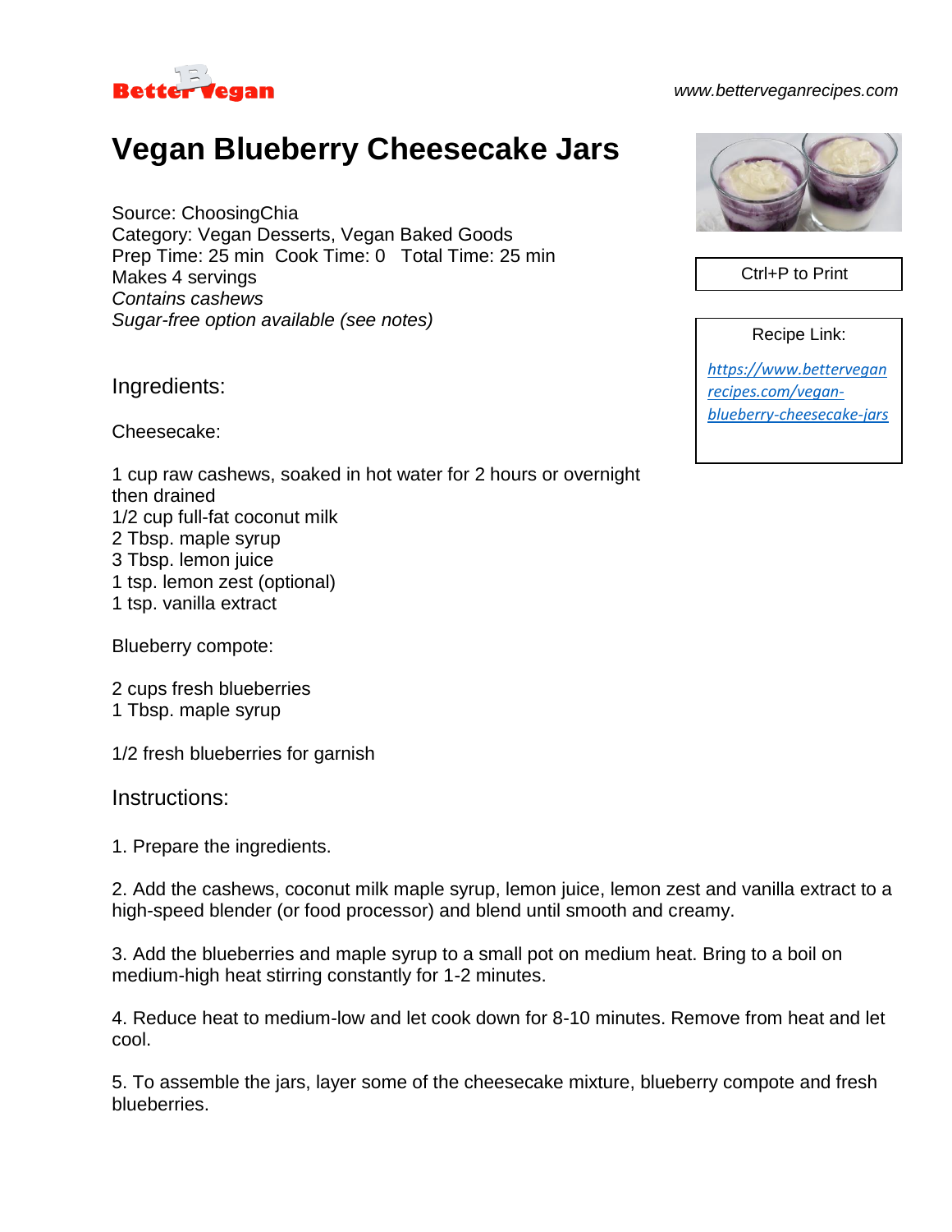Better Vegan

www.betterveganrecipes.com

# Vegan Blueberry Cheesecake Jars

Source: ChoosingChia
Category: Vegan Desserts, Vegan Baked Goods
Prep Time: 25 min  Cook Time: 0   Total Time: 25 min
Makes 4 servings
*Contains cashews*
*Sugar-free option available (see notes)*

Ctrl+P to Print

Recipe Link:

https://www.betterveganrecipes.com/vegan-blueberry-cheesecake-jars

## Ingredients:

Cheesecake:

1 cup raw cashews, soaked in hot water for 2 hours or overnight then drained
1/2 cup full-fat coconut milk
2 Tbsp. maple syrup
3 Tbsp. lemon juice
1 tsp. lemon zest (optional)
1 tsp. vanilla extract

Blueberry compote:

2 cups fresh blueberries
1 Tbsp. maple syrup

1/2 fresh blueberries for garnish

## Instructions:

1. Prepare the ingredients.

2. Add the cashews, coconut milk maple syrup, lemon juice, lemon zest and vanilla extract to a high-speed blender (or food processor) and blend until smooth and creamy.

3. Add the blueberries and maple syrup to a small pot on medium heat. Bring to a boil on medium-high heat stirring constantly for 1-2 minutes.

4. Reduce heat to medium-low and let cook down for 8-10 minutes. Remove from heat and let cool.

5. To assemble the jars, layer some of the cheesecake mixture, blueberry compote and fresh blueberries.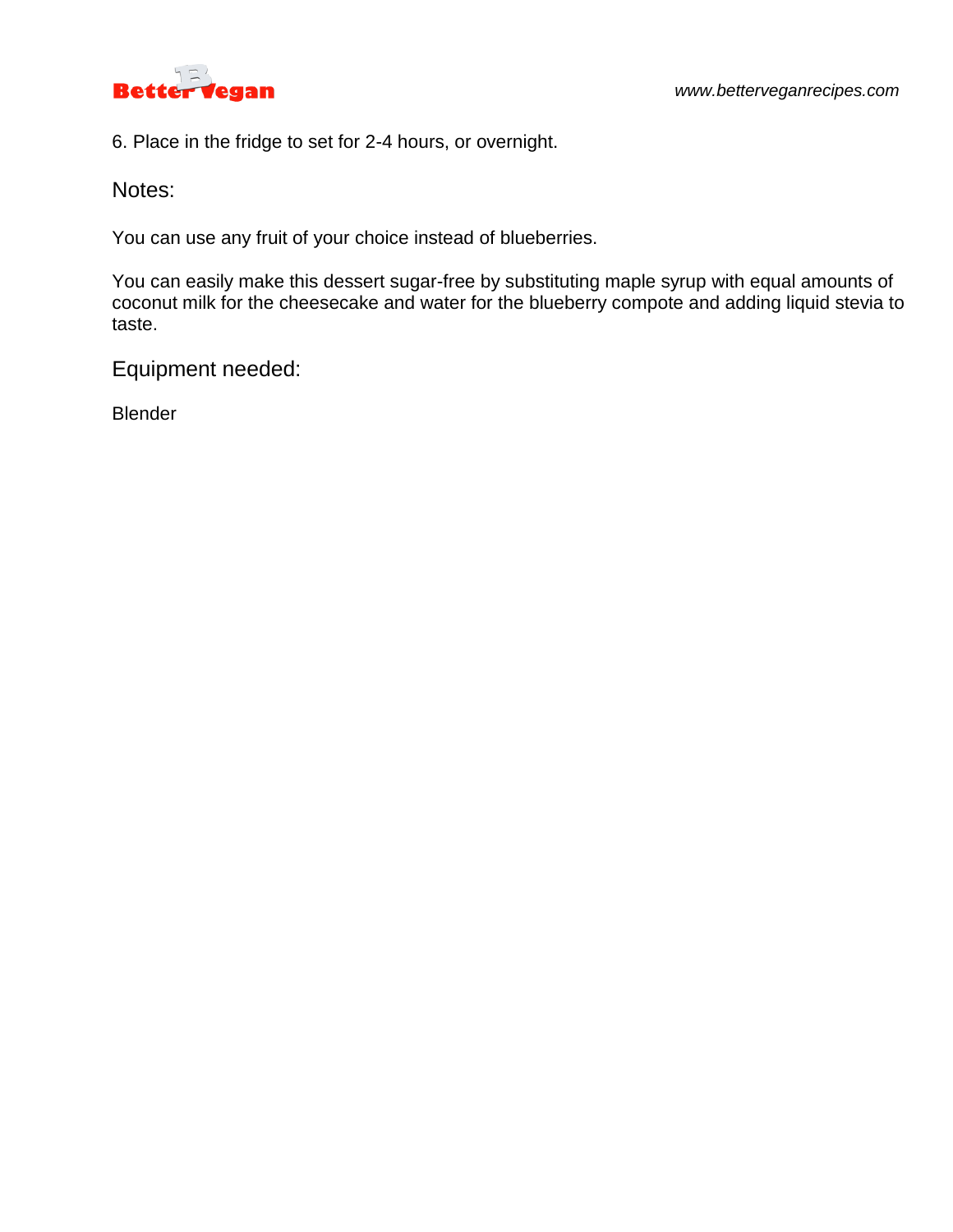6. Place in the fridge to set for 2-4 hours, or overnight.

## Notes:

You can use any fruit of your choice instead of blueberries.

You can easily make this dessert sugar-free by substituting maple syrup with equal amounts of coconut milk for the cheesecake and water for the blueberry compote and adding liquid stevia to taste.

## Equipment needed:

Blender